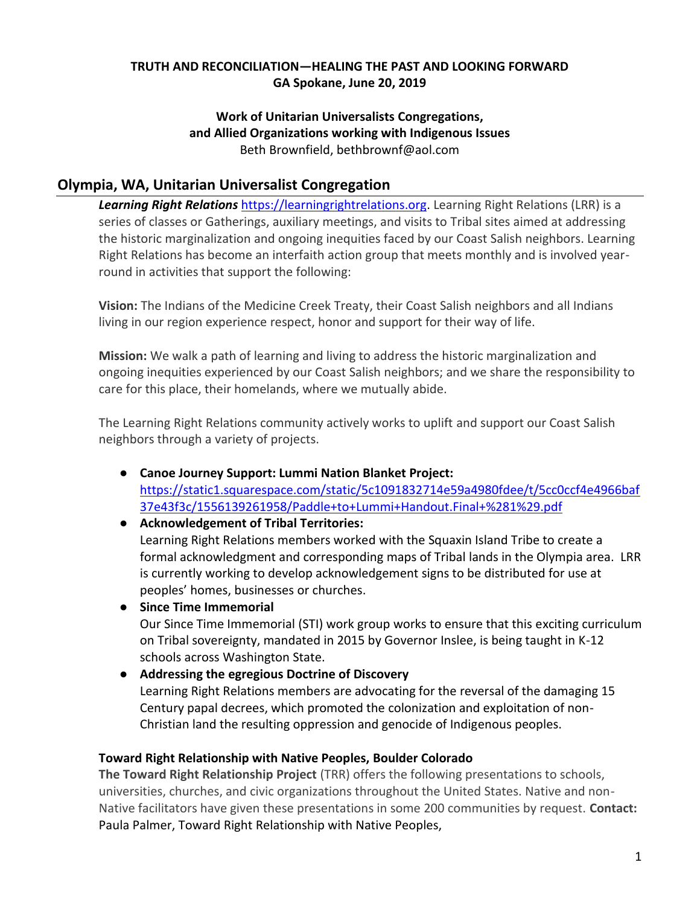**TRUTH AND RECONCILIATION—HEALING THE PAST AND LOOKING FORWARD**
**GA Spokane, June 20, 2019**

**Work of Unitarian Universalists Congregations,**
**and Allied Organizations working with Indigenous Issues**
Beth Brownfield, bethbrownf@aol.com

## Olympia, WA, Unitarian Universalist Congregation

***Learning Right Relations*** https://learningrightrelations.org. Learning Right Relations (LRR) is a series of classes or Gatherings, auxiliary meetings, and visits to Tribal sites aimed at addressing the historic marginalization and ongoing inequities faced by our Coast Salish neighbors. Learning Right Relations has become an interfaith action group that meets monthly and is involved year-round in activities that support the following:

**Vision:** The Indians of the Medicine Creek Treaty, their Coast Salish neighbors and all Indians living in our region experience respect, honor and support for their way of life.

**Mission:** We walk a path of learning and living to address the historic marginalization and ongoing inequities experienced by our Coast Salish neighbors; and we share the responsibility to care for this place, their homelands, where we mutually abide.

The Learning Right Relations community actively works to uplift and support our Coast Salish neighbors through a variety of projects.

- **Canoe Journey Support: Lummi Nation Blanket Project:** https://static1.squarespace.com/static/5c1091832714e59a4980fdee/t/5cc0ccf4e4966baf37e43f3c/1556139261958/Paddle+to+Lummi+Handout.Final+%281%29.pdf
- **Acknowledgement of Tribal Territories:** Learning Right Relations members worked with the Squaxin Island Tribe to create a formal acknowledgment and corresponding maps of Tribal lands in the Olympia area. LRR is currently working to develop acknowledgement signs to be distributed for use at peoples' homes, businesses or churches.
- **Since Time Immemorial** Our Since Time Immemorial (STI) work group works to ensure that this exciting curriculum on Tribal sovereignty, mandated in 2015 by Governor Inslee, is being taught in K-12 schools across Washington State.
- **Addressing the egregious Doctrine of Discovery** Learning Right Relations members are advocating for the reversal of the damaging 15 Century papal decrees, which promoted the colonization and exploitation of non-Christian land the resulting oppression and genocide of Indigenous peoples.

**Toward Right Relationship with Native Peoples, Boulder Colorado**

**The Toward Right Relationship Project** (TRR) offers the following presentations to schools, universities, churches, and civic organizations throughout the United States. Native and non-Native facilitators have given these presentations in some 200 communities by request. **Contact:** Paula Palmer, Toward Right Relationship with Native Peoples,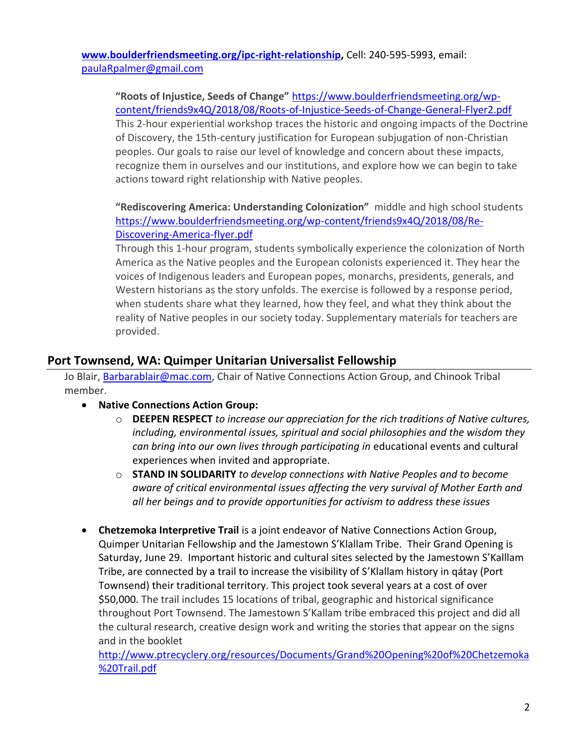**www.boulderfriendsmeeting.org/ipc-right-relationship,** Cell: 240-595-5993, email: paulaRpalmer@gmail.com

> **"Roots of Injustice, Seeds of Change"** https://www.boulderfriendsmeeting.org/wp-content/friends9x4Q/2018/08/Roots-of-Injustice-Seeds-of-Change-General-Flyer2.pdf
> This 2-hour experiential workshop traces the historic and ongoing impacts of the Doctrine of Discovery, the 15th-century justification for European subjugation of non-Christian peoples. Our goals to raise our level of knowledge and concern about these impacts, recognize them in ourselves and our institutions, and explore how we can begin to take actions toward right relationship with Native peoples.
>
> **"Rediscovering America: Understanding Colonization"** middle and high school students https://www.boulderfriendsmeeting.org/wp-content/friends9x4Q/2018/08/Re-Discovering-America-flyer.pdf
> Through this 1-hour program, students symbolically experience the colonization of North America as the Native peoples and the European colonists experienced it. They hear the voices of Indigenous leaders and European popes, monarchs, presidents, generals, and Western historians as the story unfolds. The exercise is followed by a response period, when students share what they learned, how they feel, and what they think about the reality of Native peoples in our society today. Supplementary materials for teachers are provided.

## Port Townsend, WA: Quimper Unitarian Universalist Fellowship

Jo Blair, Barbarablair@mac.com, Chair of Native Connections Action Group, and Chinook Tribal member.

- **Native Connections Action Group:**
  - **DEEPEN RESPECT** *to increase our appreciation for the rich traditions of Native cultures, including, environmental issues, spiritual and social philosophies and the wisdom they can bring into our own lives through participating in* educational events and cultural experiences when invited and appropriate.
  - **STAND IN SOLIDARITY** *to develop connections with Native Peoples and to become aware of critical environmental issues affecting the very survival of Mother Earth and all her beings and to provide opportunities for activism to address these issues*

- **Chetzemoka Interpretive Trail** is a joint endeavor of Native Connections Action Group, Quimper Unitarian Fellowship and the Jamestown S'Klallam Tribe. Their Grand Opening is Saturday, June 29. Important historic and cultural sites selected by the Jamestown S'Kalllam Tribe, are connected by a trail to increase the visibility of S'Klallam history in qátay (Port Townsend) their traditional territory. This project took several years at a cost of over $50,000. The trail includes 15 locations of tribal, geographic and historical significance throughout Port Townsend. The Jamestown S'Kallam tribe embraced this project and did all the cultural research, creative design work and writing the stories that appear on the signs and in the booklet http://www.ptrecyclery.org/resources/Documents/Grand%20Opening%20of%20Chetzemoka%20Trail.pdf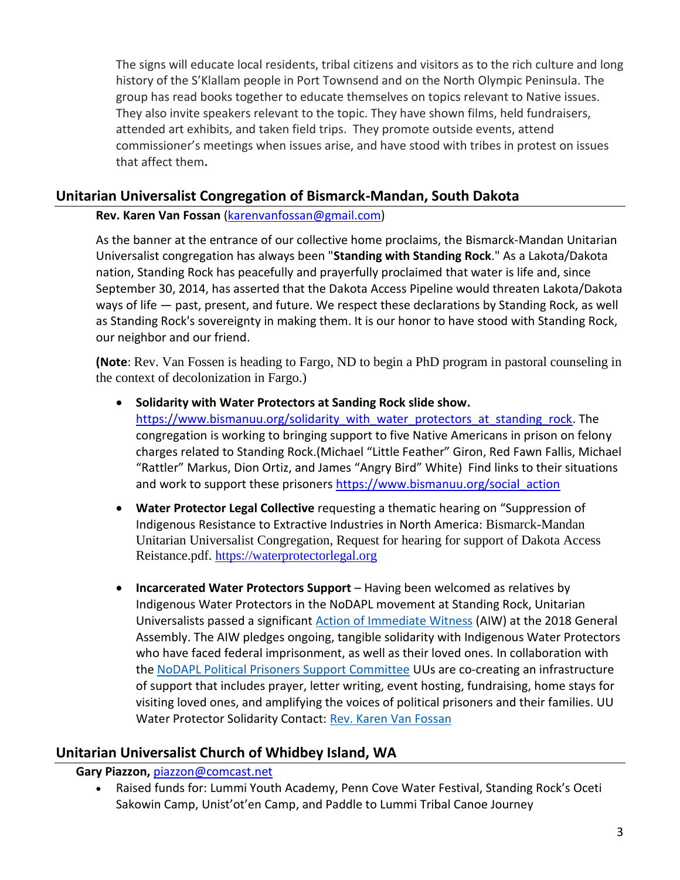The signs will educate local residents, tribal citizens and visitors as to the rich culture and long history of the S'Klallam people in Port Townsend and on the North Olympic Peninsula. The group has read books together to educate themselves on topics relevant to Native issues. They also invite speakers relevant to the topic. They have shown films, held fundraisers, attended art exhibits, and taken field trips. They promote outside events, attend commissioner's meetings when issues arise, and have stood with tribes in protest on issues that affect them.

## Unitarian Universalist Congregation of Bismarck-Mandan, South Dakota

**Rev. Karen Van Fossan** (karenvanfossan@gmail.com)

As the banner at the entrance of our collective home proclaims, the Bismarck-Mandan Unitarian Universalist congregation has always been "**Standing with Standing Rock**." As a Lakota/Dakota nation, Standing Rock has peacefully and prayerfully proclaimed that water is life and, since September 30, 2014, has asserted that the Dakota Access Pipeline would threaten Lakota/Dakota ways of life — past, present, and future. We respect these declarations by Standing Rock, as well as Standing Rock's sovereignty in making them. It is our honor to have stood with Standing Rock, our neighbor and our friend.

**(Note**: Rev. Van Fossen is heading to Fargo, ND to begin a PhD program in pastoral counseling in the context of decolonization in Fargo.)

- **Solidarity with Water Protectors at Sanding Rock slide show.** https://www.bismanuu.org/solidarity_with_water_protectors_at_standing_rock. The congregation is working to bringing support to five Native Americans in prison on felony charges related to Standing Rock.(Michael "Little Feather" Giron, Red Fawn Fallis, Michael "Rattler" Markus, Dion Ortiz, and James "Angry Bird" White) Find links to their situations and work to support these prisoners https://www.bismanuu.org/social_action

- **Water Protector Legal Collective** requesting a thematic hearing on "Suppression of Indigenous Resistance to Extractive Industries in North America: Bismarck-Mandan Unitarian Universalist Congregation, Request for hearing for support of Dakota Access Reistance.pdf. https://waterprotectorlegal.org

- **Incarcerated Water Protectors Support** – Having been welcomed as relatives by Indigenous Water Protectors in the NoDAPL movement at Standing Rock, Unitarian Universalists passed a significant Action of Immediate Witness (AIW) at the 2018 General Assembly. The AIW pledges ongoing, tangible solidarity with Indigenous Water Protectors who have faced federal imprisonment, as well as their loved ones. In collaboration with the NoDAPL Political Prisoners Support Committee UUs are co-creating an infrastructure of support that includes prayer, letter writing, event hosting, fundraising, home stays for visiting loved ones, and amplifying the voices of political prisoners and their families. UU Water Protector Solidarity Contact: Rev. Karen Van Fossan

## Unitarian Universalist Church of Whidbey Island, WA

**Gary Piazzon,** piazzon@comcast.net

- Raised funds for: Lummi Youth Academy, Penn Cove Water Festival, Standing Rock's Oceti Sakowin Camp, Unist'ot'en Camp, and Paddle to Lummi Tribal Canoe Journey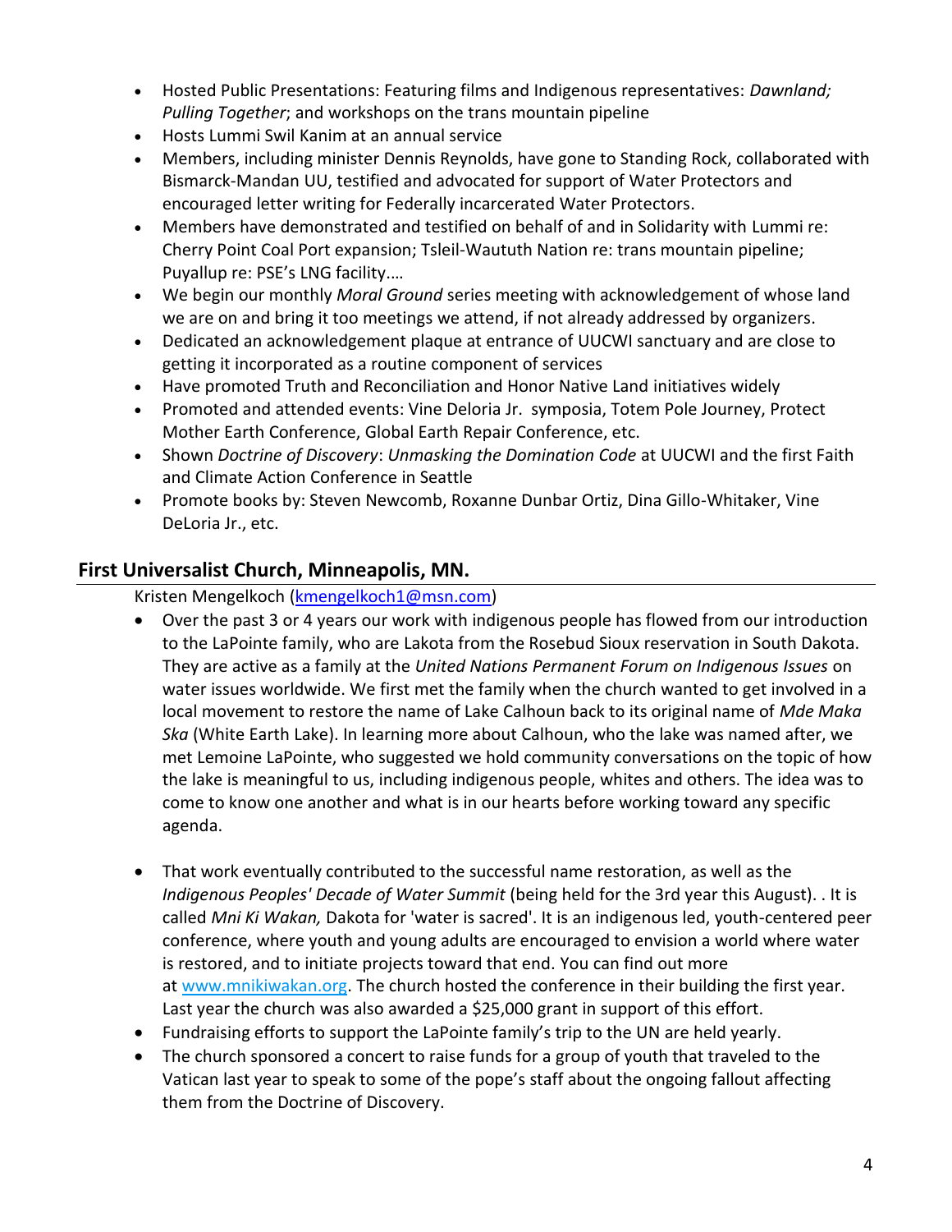- Hosted Public Presentations: Featuring films and Indigenous representatives: *Dawnland; Pulling Together*; and workshops on the trans mountain pipeline
- Hosts Lummi Swil Kanim at an annual service
- Members, including minister Dennis Reynolds, have gone to Standing Rock, collaborated with Bismarck-Mandan UU, testified and advocated for support of Water Protectors and encouraged letter writing for Federally incarcerated Water Protectors.
- Members have demonstrated and testified on behalf of and in Solidarity with Lummi re: Cherry Point Coal Port expansion; Tsleil-Waututh Nation re: trans mountain pipeline; Puyallup re: PSE's LNG facility.…
- We begin our monthly *Moral Ground* series meeting with acknowledgement of whose land we are on and bring it too meetings we attend, if not already addressed by organizers.
- Dedicated an acknowledgement plaque at entrance of UUCWI sanctuary and are close to getting it incorporated as a routine component of services
- Have promoted Truth and Reconciliation and Honor Native Land initiatives widely
- Promoted and attended events: Vine Deloria Jr. symposia, Totem Pole Journey, Protect Mother Earth Conference, Global Earth Repair Conference, etc.
- Shown *Doctrine of Discovery*: *Unmasking the Domination Code* at UUCWI and the first Faith and Climate Action Conference in Seattle
- Promote books by: Steven Newcomb, Roxanne Dunbar Ortiz, Dina Gillo-Whitaker, Vine DeLoria Jr., etc.

## First Universalist Church, Minneapolis, MN.

Kristen Mengelkoch (kmengelkoch1@msn.com)

- Over the past 3 or 4 years our work with indigenous people has flowed from our introduction to the LaPointe family, who are Lakota from the Rosebud Sioux reservation in South Dakota. They are active as a family at the *United Nations Permanent Forum on Indigenous Issues* on water issues worldwide. We first met the family when the church wanted to get involved in a local movement to restore the name of Lake Calhoun back to its original name of *Mde Maka Ska* (White Earth Lake). In learning more about Calhoun, who the lake was named after, we met Lemoine LaPointe, who suggested we hold community conversations on the topic of how the lake is meaningful to us, including indigenous people, whites and others. The idea was to come to know one another and what is in our hearts before working toward any specific agenda.

- That work eventually contributed to the successful name restoration, as well as the *Indigenous Peoples' Decade of Water Summit* (being held for the 3rd year this August). . It is called *Mni Ki Wakan,* Dakota for 'water is sacred'. It is an indigenous led, youth-centered peer conference, where youth and young adults are encouraged to envision a world where water is restored, and to initiate projects toward that end. You can find out more at www.mnikiwakan.org. The church hosted the conference in their building the first year. Last year the church was also awarded a $25,000 grant in support of this effort.
- Fundraising efforts to support the LaPointe family's trip to the UN are held yearly.
- The church sponsored a concert to raise funds for a group of youth that traveled to the Vatican last year to speak to some of the pope's staff about the ongoing fallout affecting them from the Doctrine of Discovery.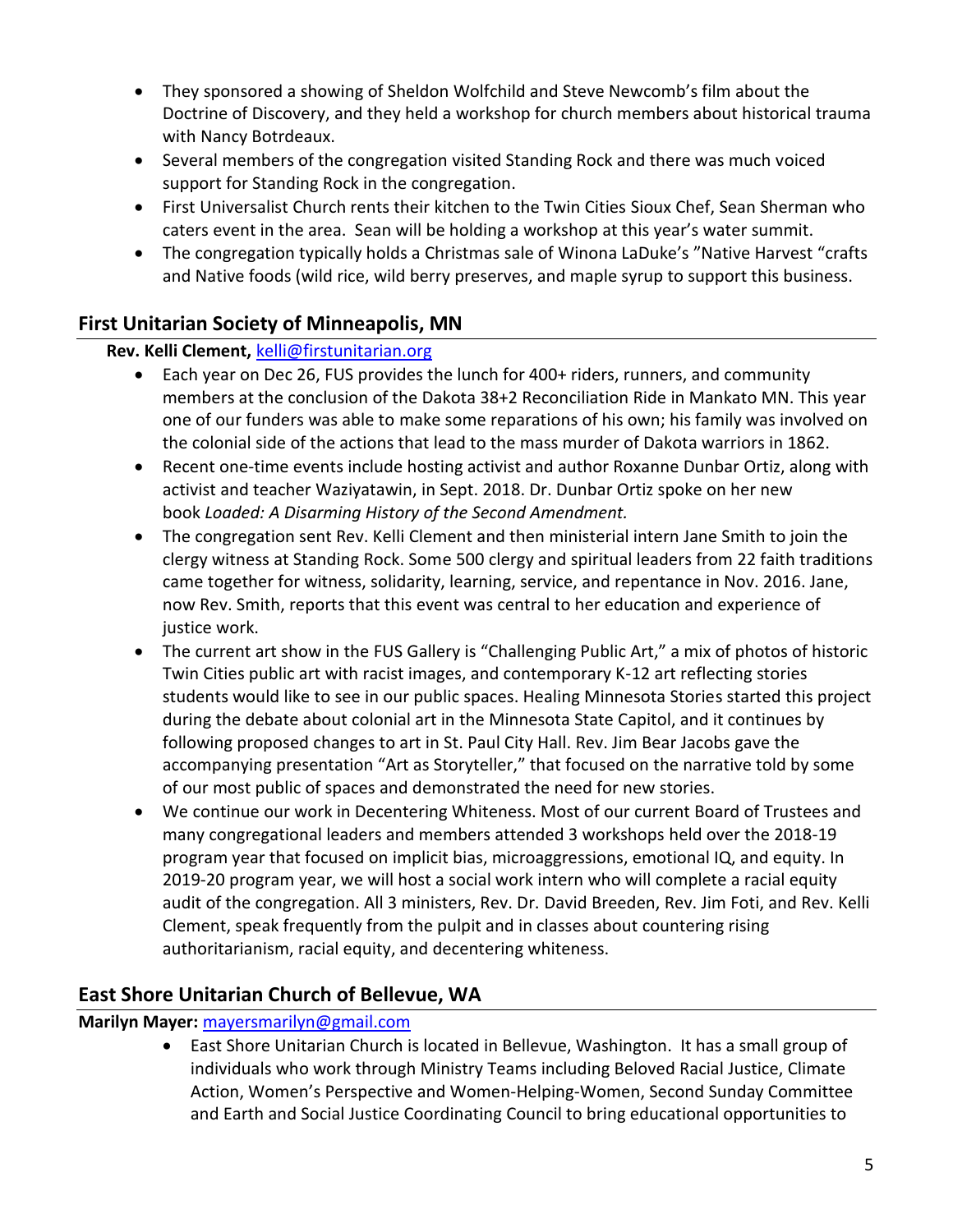- They sponsored a showing of Sheldon Wolfchild and Steve Newcomb's film about the Doctrine of Discovery, and they held a workshop for church members about historical trauma with Nancy Botrdeaux.
- Several members of the congregation visited Standing Rock and there was much voiced support for Standing Rock in the congregation.
- First Universalist Church rents their kitchen to the Twin Cities Sioux Chef, Sean Sherman who caters event in the area. Sean will be holding a workshop at this year's water summit.
- The congregation typically holds a Christmas sale of Winona LaDuke's "Native Harvest "crafts and Native foods (wild rice, wild berry preserves, and maple syrup to support this business.

## First Unitarian Society of Minneapolis, MN

**Rev. Kelli Clement,** kelli@firstunitarian.org

- Each year on Dec 26, FUS provides the lunch for 400+ riders, runners, and community members at the conclusion of the Dakota 38+2 Reconciliation Ride in Mankato MN. This year one of our funders was able to make some reparations of his own; his family was involved on the colonial side of the actions that lead to the mass murder of Dakota warriors in 1862.
- Recent one-time events include hosting activist and author Roxanne Dunbar Ortiz, along with activist and teacher Waziyatawin, in Sept. 2018. Dr. Dunbar Ortiz spoke on her new book *Loaded: A Disarming History of the Second Amendment.*
- The congregation sent Rev. Kelli Clement and then ministerial intern Jane Smith to join the clergy witness at Standing Rock. Some 500 clergy and spiritual leaders from 22 faith traditions came together for witness, solidarity, learning, service, and repentance in Nov. 2016. Jane, now Rev. Smith, reports that this event was central to her education and experience of justice work.
- The current art show in the FUS Gallery is "Challenging Public Art," a mix of photos of historic Twin Cities public art with racist images, and contemporary K-12 art reflecting stories students would like to see in our public spaces. Healing Minnesota Stories started this project during the debate about colonial art in the Minnesota State Capitol, and it continues by following proposed changes to art in St. Paul City Hall. Rev. Jim Bear Jacobs gave the accompanying presentation "Art as Storyteller," that focused on the narrative told by some of our most public of spaces and demonstrated the need for new stories.
- We continue our work in Decentering Whiteness. Most of our current Board of Trustees and many congregational leaders and members attended 3 workshops held over the 2018-19 program year that focused on implicit bias, microaggressions, emotional IQ, and equity. In 2019-20 program year, we will host a social work intern who will complete a racial equity audit of the congregation. All 3 ministers, Rev. Dr. David Breeden, Rev. Jim Foti, and Rev. Kelli Clement, speak frequently from the pulpit and in classes about countering rising authoritarianism, racial equity, and decentering whiteness.

## East Shore Unitarian Church of Bellevue, WA

**Marilyn Mayer:** mayersmarilyn@gmail.com

- East Shore Unitarian Church is located in Bellevue, Washington. It has a small group of individuals who work through Ministry Teams including Beloved Racial Justice, Climate Action, Women's Perspective and Women-Helping-Women, Second Sunday Committee and Earth and Social Justice Coordinating Council to bring educational opportunities to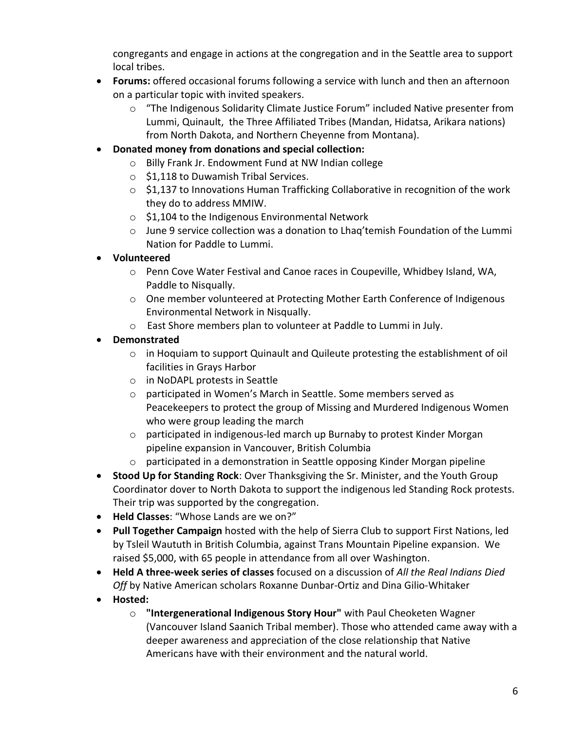congregants and engage in actions at the congregation and in the Seattle area to support local tribes.

- **Forums:** offered occasional forums following a service with lunch and then an afternoon on a particular topic with invited speakers.
  - "The Indigenous Solidarity Climate Justice Forum" included Native presenter from Lummi, Quinault, the Three Affiliated Tribes (Mandan, Hidatsa, Arikara nations) from North Dakota, and Northern Cheyenne from Montana).
- **Donated money from donations and special collection:**
  - Billy Frank Jr. Endowment Fund at NW Indian college
  - $1,118 to Duwamish Tribal Services.
  - $1,137 to Innovations Human Trafficking Collaborative in recognition of the work they do to address MMIW.
  - $1,104 to the Indigenous Environmental Network
  - June 9 service collection was a donation to Lhaq'temish Foundation of the Lummi Nation for Paddle to Lummi.
- **Volunteered**
  - Penn Cove Water Festival and Canoe races in Coupeville, Whidbey Island, WA, Paddle to Nisqually.
  - One member volunteered at Protecting Mother Earth Conference of Indigenous Environmental Network in Nisqually.
  - East Shore members plan to volunteer at Paddle to Lummi in July.
- **Demonstrated**
  - in Hoquiam to support Quinault and Quileute protesting the establishment of oil facilities in Grays Harbor
  - in NoDAPL protests in Seattle
  - participated in Women's March in Seattle. Some members served as Peacekeepers to protect the group of Missing and Murdered Indigenous Women who were group leading the march
  - participated in indigenous-led march up Burnaby to protest Kinder Morgan pipeline expansion in Vancouver, British Columbia
  - participated in a demonstration in Seattle opposing Kinder Morgan pipeline
- **Stood Up for Standing Rock**: Over Thanksgiving the Sr. Minister, and the Youth Group Coordinator dover to North Dakota to support the indigenous led Standing Rock protests. Their trip was supported by the congregation.
- **Held Classes**: "Whose Lands are we on?"
- **Pull Together Campaign** hosted with the help of Sierra Club to support First Nations, led by Tsleil Waututh in British Columbia, against Trans Mountain Pipeline expansion. We raised $5,000, with 65 people in attendance from all over Washington.
- **Held A three-week series of classes** focused on a discussion of *All the Real Indians Died Off* by Native American scholars Roxanne Dunbar-Ortiz and Dina Gilio-Whitaker
- **Hosted:**
  - **"Intergenerational Indigenous Story Hour"** with Paul Cheoketen Wagner (Vancouver Island Saanich Tribal member). Those who attended came away with a deeper awareness and appreciation of the close relationship that Native Americans have with their environment and the natural world.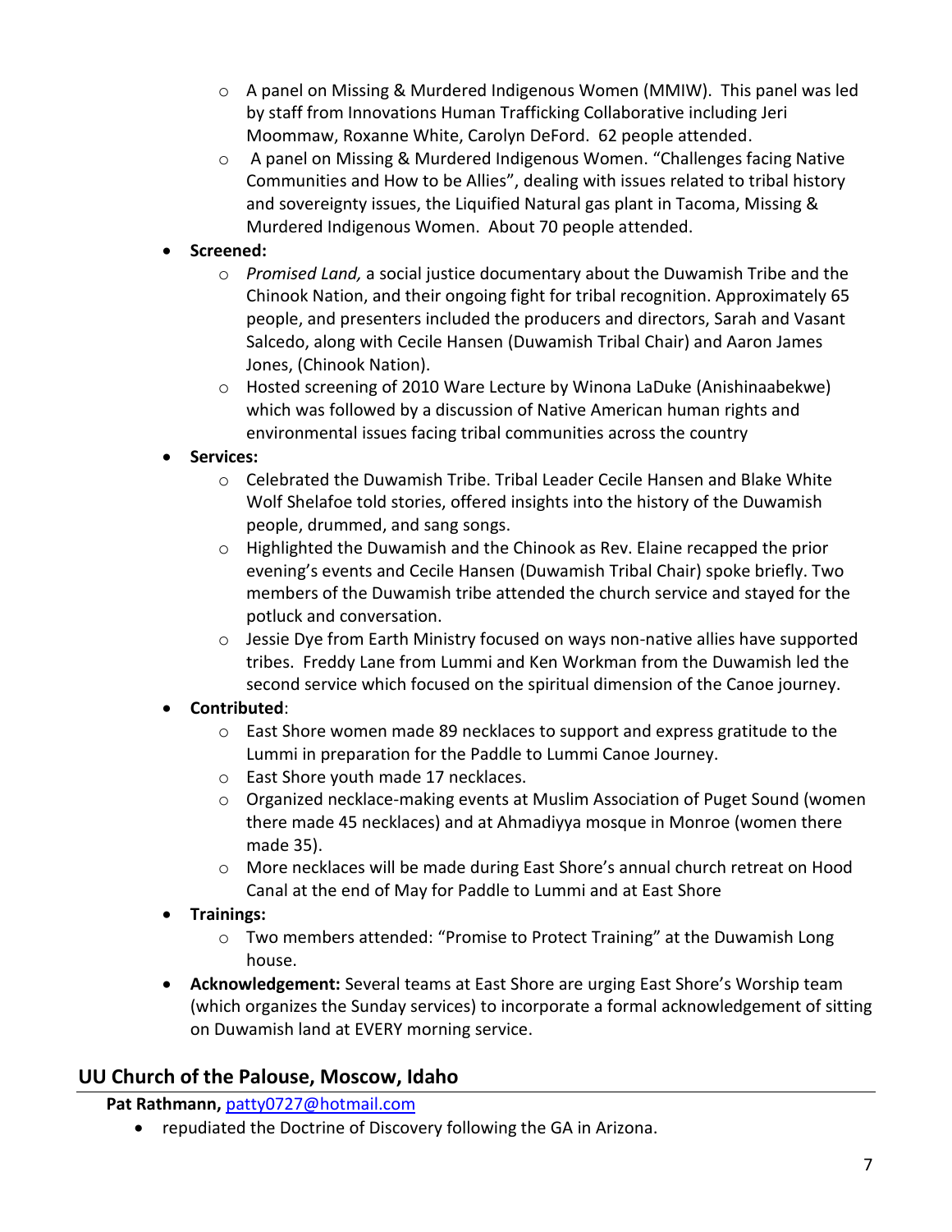- A panel on Missing & Murdered Indigenous Women (MMIW). This panel was led by staff from Innovations Human Trafficking Collaborative including Jeri Moommaw, Roxanne White, Carolyn DeFord. 62 people attended.
  - A panel on Missing & Murdered Indigenous Women. "Challenges facing Native Communities and How to be Allies", dealing with issues related to tribal history and sovereignty issues, the Liquified Natural gas plant in Tacoma, Missing & Murdered Indigenous Women. About 70 people attended.
- **Screened:**
  - *Promised Land,* a social justice documentary about the Duwamish Tribe and the Chinook Nation, and their ongoing fight for tribal recognition. Approximately 65 people, and presenters included the producers and directors, Sarah and Vasant Salcedo, along with Cecile Hansen (Duwamish Tribal Chair) and Aaron James Jones, (Chinook Nation).
  - Hosted screening of 2010 Ware Lecture by Winona LaDuke (Anishinaabekwe) which was followed by a discussion of Native American human rights and environmental issues facing tribal communities across the country
- **Services:**
  - Celebrated the Duwamish Tribe. Tribal Leader Cecile Hansen and Blake White Wolf Shelafoe told stories, offered insights into the history of the Duwamish people, drummed, and sang songs.
  - Highlighted the Duwamish and the Chinook as Rev. Elaine recapped the prior evening's events and Cecile Hansen (Duwamish Tribal Chair) spoke briefly. Two members of the Duwamish tribe attended the church service and stayed for the potluck and conversation.
  - Jessie Dye from Earth Ministry focused on ways non-native allies have supported tribes. Freddy Lane from Lummi and Ken Workman from the Duwamish led the second service which focused on the spiritual dimension of the Canoe journey.
- **Contributed**:
  - East Shore women made 89 necklaces to support and express gratitude to the Lummi in preparation for the Paddle to Lummi Canoe Journey.
  - East Shore youth made 17 necklaces.
  - Organized necklace-making events at Muslim Association of Puget Sound (women there made 45 necklaces) and at Ahmadiyya mosque in Monroe (women there made 35).
  - More necklaces will be made during East Shore's annual church retreat on Hood Canal at the end of May for Paddle to Lummi and at East Shore
- **Trainings:**
  - Two members attended: "Promise to Protect Training" at the Duwamish Long house.
- **Acknowledgement:** Several teams at East Shore are urging East Shore's Worship team (which organizes the Sunday services) to incorporate a formal acknowledgement of sitting on Duwamish land at EVERY morning service.

## UU Church of the Palouse, Moscow, Idaho

**Pat Rathmann,** patty0727@hotmail.com

- repudiated the Doctrine of Discovery following the GA in Arizona.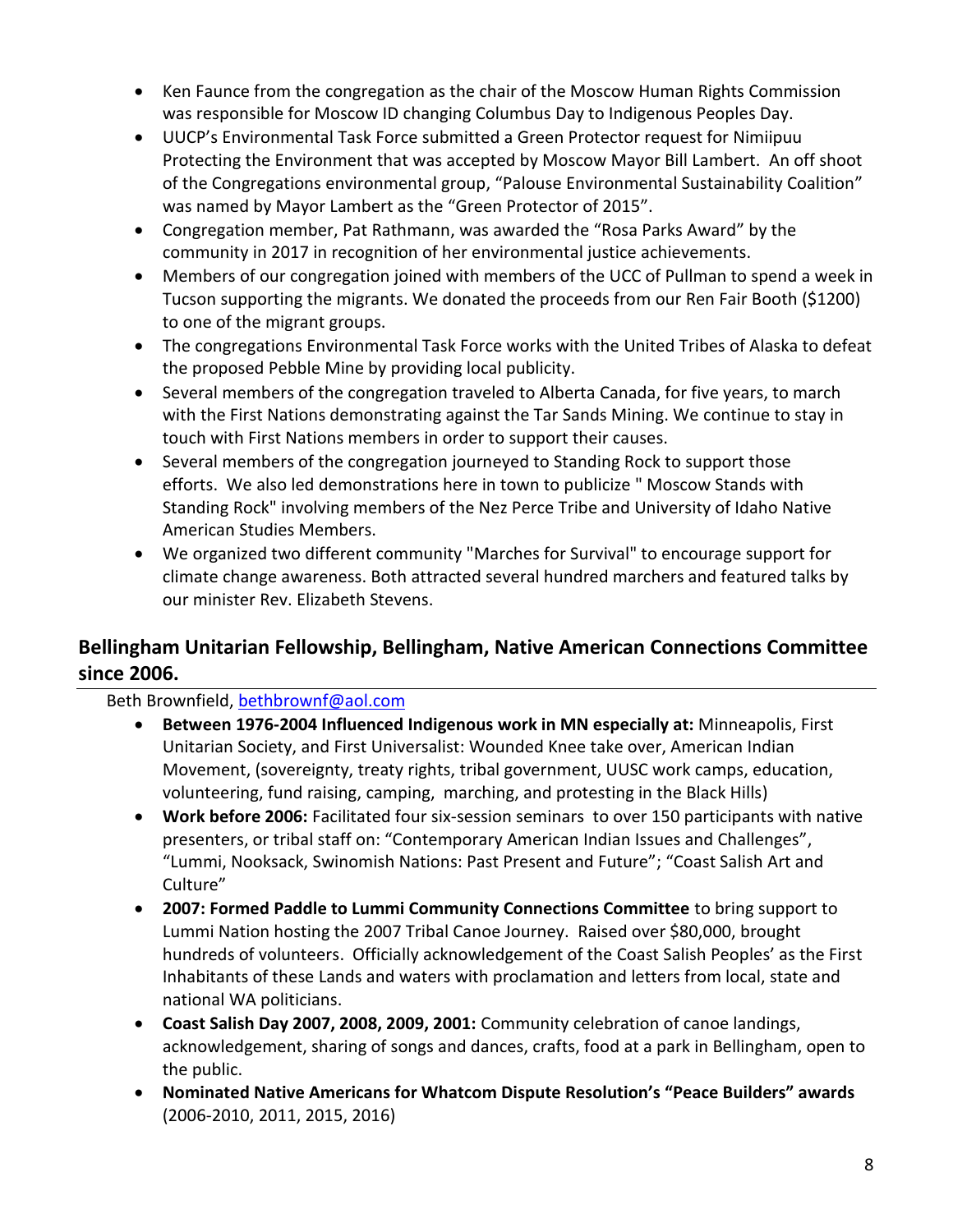- Ken Faunce from the congregation as the chair of the Moscow Human Rights Commission was responsible for Moscow ID changing Columbus Day to Indigenous Peoples Day.
- UUCP's Environmental Task Force submitted a Green Protector request for Nimiipuu Protecting the Environment that was accepted by Moscow Mayor Bill Lambert. An off shoot of the Congregations environmental group, "Palouse Environmental Sustainability Coalition" was named by Mayor Lambert as the "Green Protector of 2015".
- Congregation member, Pat Rathmann, was awarded the "Rosa Parks Award" by the community in 2017 in recognition of her environmental justice achievements.
- Members of our congregation joined with members of the UCC of Pullman to spend a week in Tucson supporting the migrants. We donated the proceeds from our Ren Fair Booth ($1200) to one of the migrant groups.
- The congregations Environmental Task Force works with the United Tribes of Alaska to defeat the proposed Pebble Mine by providing local publicity.
- Several members of the congregation traveled to Alberta Canada, for five years, to march with the First Nations demonstrating against the Tar Sands Mining. We continue to stay in touch with First Nations members in order to support their causes.
- Several members of the congregation journeyed to Standing Rock to support those efforts. We also led demonstrations here in town to publicize " Moscow Stands with Standing Rock" involving members of the Nez Perce Tribe and University of Idaho Native American Studies Members.
- We organized two different community "Marches for Survival" to encourage support for climate change awareness. Both attracted several hundred marchers and featured talks by our minister Rev. Elizabeth Stevens.

## Bellingham Unitarian Fellowship, Bellingham, Native American Connections Committee since 2006.

Beth Brownfield, bethbrownf@aol.com

- **Between 1976-2004 Influenced Indigenous work in MN especially at:** Minneapolis, First Unitarian Society, and First Universalist: Wounded Knee take over, American Indian Movement, (sovereignty, treaty rights, tribal government, UUSC work camps, education, volunteering, fund raising, camping, marching, and protesting in the Black Hills)
- **Work before 2006:** Facilitated four six-session seminars to over 150 participants with native presenters, or tribal staff on: "Contemporary American Indian Issues and Challenges", "Lummi, Nooksack, Swinomish Nations: Past Present and Future"; "Coast Salish Art and Culture"
- **2007: Formed Paddle to Lummi Community Connections Committee** to bring support to Lummi Nation hosting the 2007 Tribal Canoe Journey. Raised over $80,000, brought hundreds of volunteers. Officially acknowledgement of the Coast Salish Peoples' as the First Inhabitants of these Lands and waters with proclamation and letters from local, state and national WA politicians.
- **Coast Salish Day 2007, 2008, 2009, 2001:** Community celebration of canoe landings, acknowledgement, sharing of songs and dances, crafts, food at a park in Bellingham, open to the public.
- **Nominated Native Americans for Whatcom Dispute Resolution's "Peace Builders" awards** (2006-2010, 2011, 2015, 2016)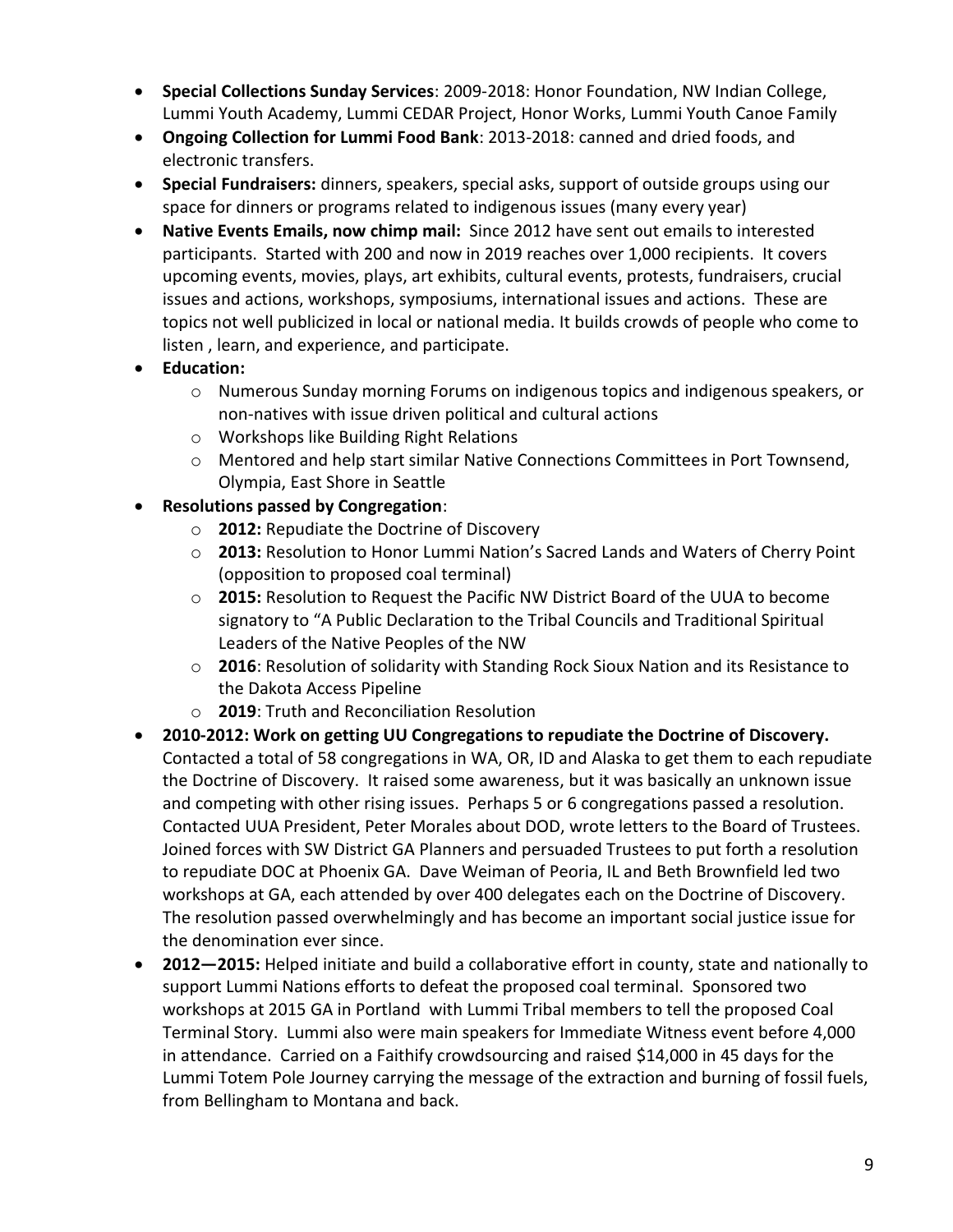- **Special Collections Sunday Services**: 2009-2018: Honor Foundation, NW Indian College, Lummi Youth Academy, Lummi CEDAR Project, Honor Works, Lummi Youth Canoe Family
- **Ongoing Collection for Lummi Food Bank**: 2013-2018: canned and dried foods, and electronic transfers.
- **Special Fundraisers:** dinners, speakers, special asks, support of outside groups using our space for dinners or programs related to indigenous issues (many every year)
- **Native Events Emails, now chimp mail:** Since 2012 have sent out emails to interested participants. Started with 200 and now in 2019 reaches over 1,000 recipients. It covers upcoming events, movies, plays, art exhibits, cultural events, protests, fundraisers, crucial issues and actions, workshops, symposiums, international issues and actions. These are topics not well publicized in local or national media. It builds crowds of people who come to listen , learn, and experience, and participate.
- **Education:**
  - Numerous Sunday morning Forums on indigenous topics and indigenous speakers, or non-natives with issue driven political and cultural actions
  - Workshops like Building Right Relations
  - Mentored and help start similar Native Connections Committees in Port Townsend, Olympia, East Shore in Seattle
- **Resolutions passed by Congregation**:
  - **2012:** Repudiate the Doctrine of Discovery
  - **2013:** Resolution to Honor Lummi Nation's Sacred Lands and Waters of Cherry Point (opposition to proposed coal terminal)
  - **2015:** Resolution to Request the Pacific NW District Board of the UUA to become signatory to "A Public Declaration to the Tribal Councils and Traditional Spiritual Leaders of the Native Peoples of the NW
  - **2016**: Resolution of solidarity with Standing Rock Sioux Nation and its Resistance to the Dakota Access Pipeline
  - **2019**: Truth and Reconciliation Resolution
- **2010-2012: Work on getting UU Congregations to repudiate the Doctrine of Discovery.** Contacted a total of 58 congregations in WA, OR, ID and Alaska to get them to each repudiate the Doctrine of Discovery. It raised some awareness, but it was basically an unknown issue and competing with other rising issues. Perhaps 5 or 6 congregations passed a resolution. Contacted UUA President, Peter Morales about DOD, wrote letters to the Board of Trustees. Joined forces with SW District GA Planners and persuaded Trustees to put forth a resolution to repudiate DOC at Phoenix GA. Dave Weiman of Peoria, IL and Beth Brownfield led two workshops at GA, each attended by over 400 delegates each on the Doctrine of Discovery. The resolution passed overwhelmingly and has become an important social justice issue for the denomination ever since.
- **2012—2015:** Helped initiate and build a collaborative effort in county, state and nationally to support Lummi Nations efforts to defeat the proposed coal terminal. Sponsored two workshops at 2015 GA in Portland with Lummi Tribal members to tell the proposed Coal Terminal Story. Lummi also were main speakers for Immediate Witness event before 4,000 in attendance. Carried on a Faithify crowdsourcing and raised $14,000 in 45 days for the Lummi Totem Pole Journey carrying the message of the extraction and burning of fossil fuels, from Bellingham to Montana and back.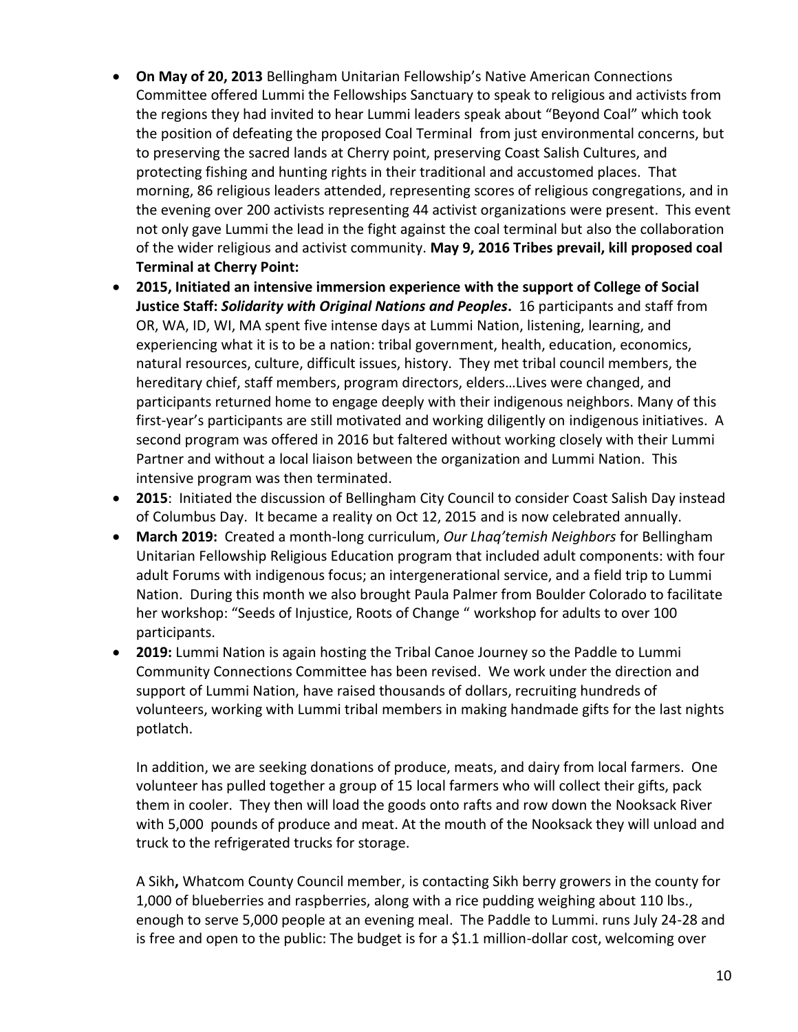- **On May of 20, 2013** Bellingham Unitarian Fellowship's Native American Connections Committee offered Lummi the Fellowships Sanctuary to speak to religious and activists from the regions they had invited to hear Lummi leaders speak about "Beyond Coal" which took the position of defeating the proposed Coal Terminal from just environmental concerns, but to preserving the sacred lands at Cherry point, preserving Coast Salish Cultures, and protecting fishing and hunting rights in their traditional and accustomed places. That morning, 86 religious leaders attended, representing scores of religious congregations, and in the evening over 200 activists representing 44 activist organizations were present. This event not only gave Lummi the lead in the fight against the coal terminal but also the collaboration of the wider religious and activist community. **May 9, 2016 Tribes prevail, kill proposed coal Terminal at Cherry Point:**
- **2015, Initiated an intensive immersion experience with the support of College of Social Justice Staff: *Solidarity with Original Nations and Peoples*.** 16 participants and staff from OR, WA, ID, WI, MA spent five intense days at Lummi Nation, listening, learning, and experiencing what it is to be a nation: tribal government, health, education, economics, natural resources, culture, difficult issues, history. They met tribal council members, the hereditary chief, staff members, program directors, elders…Lives were changed, and participants returned home to engage deeply with their indigenous neighbors. Many of this first-year's participants are still motivated and working diligently on indigenous initiatives. A second program was offered in 2016 but faltered without working closely with their Lummi Partner and without a local liaison between the organization and Lummi Nation. This intensive program was then terminated.
- **2015**: Initiated the discussion of Bellingham City Council to consider Coast Salish Day instead of Columbus Day. It became a reality on Oct 12, 2015 and is now celebrated annually.
- **March 2019:** Created a month-long curriculum, *Our Lhaq'temish Neighbors* for Bellingham Unitarian Fellowship Religious Education program that included adult components: with four adult Forums with indigenous focus; an intergenerational service, and a field trip to Lummi Nation. During this month we also brought Paula Palmer from Boulder Colorado to facilitate her workshop: "Seeds of Injustice, Roots of Change " workshop for adults to over 100 participants.
- **2019:** Lummi Nation is again hosting the Tribal Canoe Journey so the Paddle to Lummi Community Connections Committee has been revised. We work under the direction and support of Lummi Nation, have raised thousands of dollars, recruiting hundreds of volunteers, working with Lummi tribal members in making handmade gifts for the last nights potlatch.

  In addition, we are seeking donations of produce, meats, and dairy from local farmers. One volunteer has pulled together a group of 15 local farmers who will collect their gifts, pack them in cooler. They then will load the goods onto rafts and row down the Nooksack River with 5,000 pounds of produce and meat. At the mouth of the Nooksack they will unload and truck to the refrigerated trucks for storage.

  A Sikh**,** Whatcom County Council member, is contacting Sikh berry growers in the county for 1,000 of blueberries and raspberries, along with a rice pudding weighing about 110 lbs., enough to serve 5,000 people at an evening meal. The Paddle to Lummi. runs July 24-28 and is free and open to the public: The budget is for a $1.1 million-dollar cost, welcoming over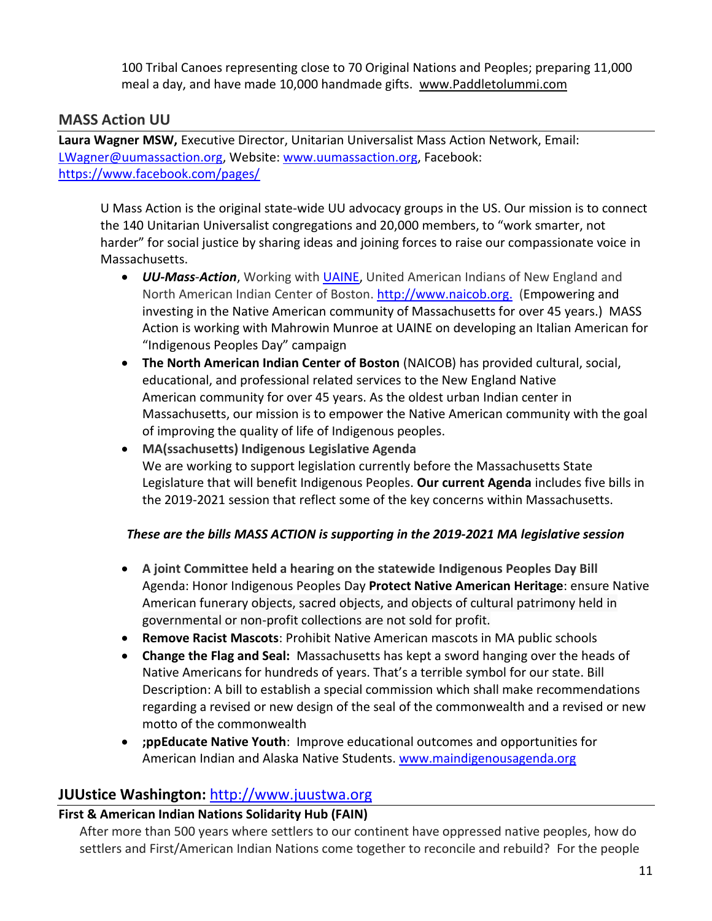100 Tribal Canoes representing close to 70 Original Nations and Peoples; preparing 11,000 meal a day, and have made 10,000 handmade gifts. www.Paddletolummi.com

## MASS Action UU

**Laura Wagner MSW,** Executive Director, Unitarian Universalist Mass Action Network, Email: LWagner@uumassaction.org, Website: www.uumassaction.org, Facebook: https://www.facebook.com/pages/

U Mass Action is the original state-wide UU advocacy groups in the US. Our mission is to connect the 140 Unitarian Universalist congregations and 20,000 members, to "work smarter, not harder" for social justice by sharing ideas and joining forces to raise our compassionate voice in Massachusetts.

- ***UU-Mass-Action***, Working with UAINE, United American Indians of New England and North American Indian Center of Boston. http://www.naicob.org. (Empowering and investing in the Native American community of Massachusetts for over 45 years.) MASS Action is working with Mahrowin Munroe at UAINE on developing an Italian American for "Indigenous Peoples Day" campaign
- **The North American Indian Center of Boston** (NAICOB) has provided cultural, social, educational, and professional related services to the New England Native American community for over 45 years. As the oldest urban Indian center in Massachusetts, our mission is to empower the Native American community with the goal of improving the quality of life of Indigenous peoples.
- **MA(ssachusetts) Indigenous Legislative Agenda**
  We are working to support legislation currently before the Massachusetts State Legislature that will benefit Indigenous Peoples. **Our current Agenda** includes five bills in the 2019-2021 session that reflect some of the key concerns within Massachusetts.

***These are the bills MASS ACTION is supporting in the 2019-2021 MA legislative session***

- **A joint Committee held a hearing on the statewide Indigenous Peoples Day Bill** Agenda: Honor Indigenous Peoples Day **Protect Native American Heritage**: ensure Native American funerary objects, sacred objects, and objects of cultural patrimony held in governmental or non-profit collections are not sold for profit.
- **Remove Racist Mascots**: Prohibit Native American mascots in MA public schools
- **Change the Flag and Seal:** Massachusetts has kept a sword hanging over the heads of Native Americans for hundreds of years. That's a terrible symbol for our state. Bill Description: A bill to establish a special commission which shall make recommendations regarding a revised or new design of the seal of the commonwealth and a revised or new motto of the commonwealth
- **;ppEducate Native Youth**: Improve educational outcomes and opportunities for American Indian and Alaska Native Students. www.maindigenousagenda.org

## JUUstice Washington: http://www.juustwa.org

### First & American Indian Nations Solidarity Hub (FAIN)

After more than 500 years where settlers to our continent have oppressed native peoples, how do settlers and First/American Indian Nations come together to reconcile and rebuild? For the people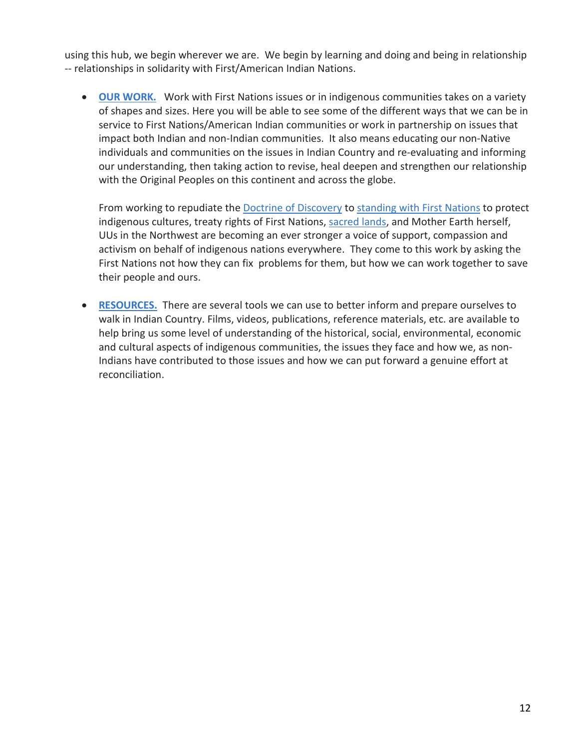using this hub, we begin wherever we are. We begin by learning and doing and being in relationship -- relationships in solidarity with First/American Indian Nations.

- **OUR WORK.** Work with First Nations issues or in indigenous communities takes on a variety of shapes and sizes. Here you will be able to see some of the different ways that we can be in service to First Nations/American Indian communities or work in partnership on issues that impact both Indian and non-Indian communities. It also means educating our non-Native individuals and communities on the issues in Indian Country and re-evaluating and informing our understanding, then taking action to revise, heal deepen and strengthen our relationship with the Original Peoples on this continent and across the globe.

  From working to repudiate the Doctrine of Discovery to standing with First Nations to protect indigenous cultures, treaty rights of First Nations, sacred lands, and Mother Earth herself, UUs in the Northwest are becoming an ever stronger a voice of support, compassion and activism on behalf of indigenous nations everywhere. They come to this work by asking the First Nations not how they can fix problems for them, but how we can work together to save their people and ours.

- **RESOURCES.** There are several tools we can use to better inform and prepare ourselves to walk in Indian Country. Films, videos, publications, reference materials, etc. are available to help bring us some level of understanding of the historical, social, environmental, economic and cultural aspects of indigenous communities, the issues they face and how we, as non-Indians have contributed to those issues and how we can put forward a genuine effort at reconciliation.